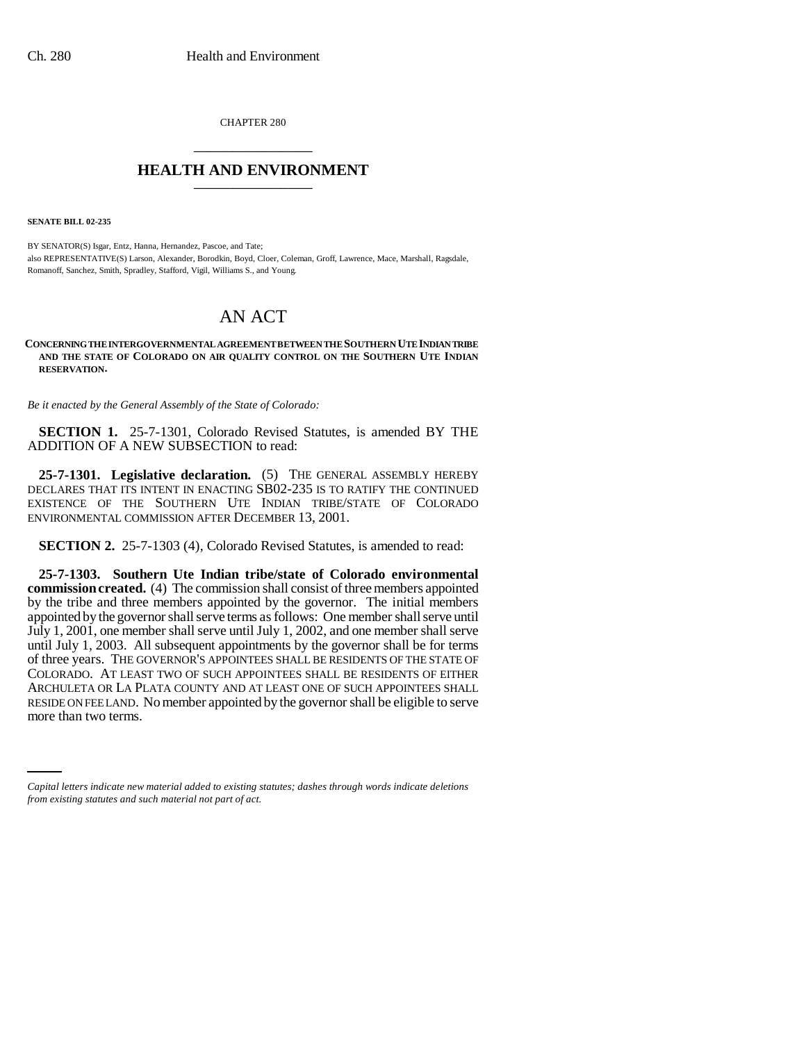CHAPTER 280

# HEALTH AND ENVIRONMENT

**SENATE BILL 02-235**

BY SENATOR(S) Isgar, Entz, Hanna, Hernandez, Pascoe, and Tate;
also REPRESENTATIVE(S) Larson, Alexander, Borodkin, Boyd, Cloer, Coleman, Groff, Lawrence, Mace, Marshall, Ragsdale, Romanoff, Sanchez, Smith, Spradley, Stafford, Vigil, Williams S., and Young.

# AN ACT

**CONCERNING THE INTERGOVERNMENTAL AGREEMENT BETWEEN THE SOUTHERN UTE INDIAN TRIBE AND THE STATE OF COLORADO ON AIR QUALITY CONTROL ON THE SOUTHERN UTE INDIAN RESERVATION.**

*Be it enacted by the General Assembly of the State of Colorado:*

**SECTION 1.** 25-7-1301, Colorado Revised Statutes, is amended BY THE ADDITION OF A NEW SUBSECTION to read:

**25-7-1301. Legislative declaration.** (5) THE GENERAL ASSEMBLY HEREBY DECLARES THAT ITS INTENT IN ENACTING SB02-235 IS TO RATIFY THE CONTINUED EXISTENCE OF THE SOUTHERN UTE INDIAN TRIBE/STATE OF COLORADO ENVIRONMENTAL COMMISSION AFTER DECEMBER 13, 2001.

**SECTION 2.** 25-7-1303 (4), Colorado Revised Statutes, is amended to read:

**25-7-1303. Southern Ute Indian tribe/state of Colorado environmental commission created.** (4) The commission shall consist of three members appointed by the tribe and three members appointed by the governor. The initial members appointed by the governor shall serve terms as follows: One member shall serve until July 1, 2001, one member shall serve until July 1, 2002, and one member shall serve until July 1, 2003. All subsequent appointments by the governor shall be for terms of three years. THE GOVERNOR'S APPOINTEES SHALL BE RESIDENTS OF THE STATE OF COLORADO. AT LEAST TWO OF SUCH APPOINTEES SHALL BE RESIDENTS OF EITHER ARCHULETA OR LA PLATA COUNTY AND AT LEAST ONE OF SUCH APPOINTEES SHALL RESIDE ON FEE LAND. No member appointed by the governor shall be eligible to serve more than two terms.

*Capital letters indicate new material added to existing statutes; dashes through words indicate deletions from existing statutes and such material not part of act.*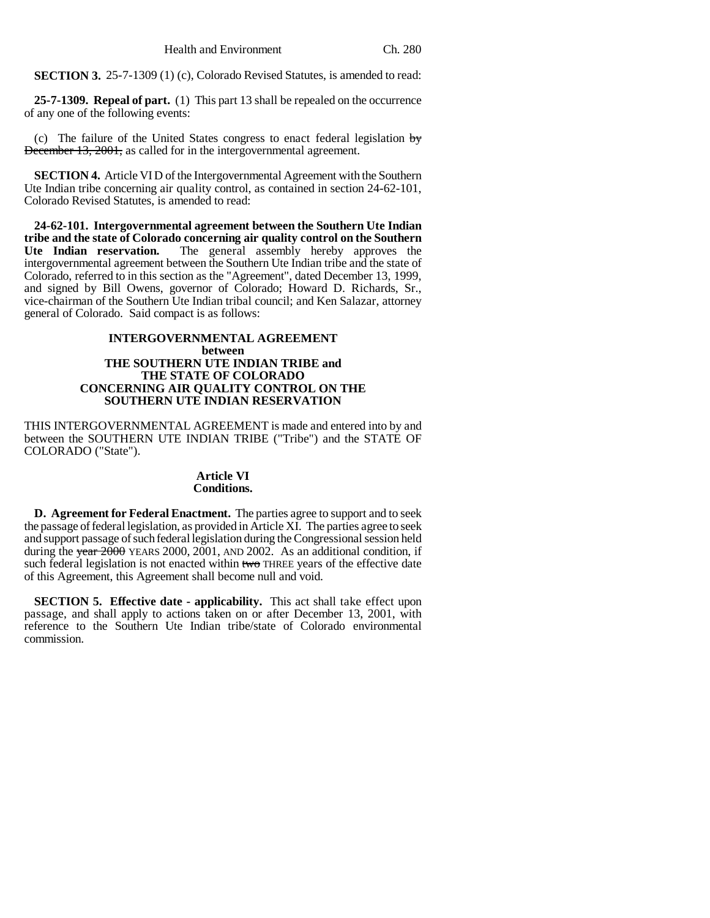**SECTION 3.** 25-7-1309 (1) (c), Colorado Revised Statutes, is amended to read:

**25-7-1309. Repeal of part.** (1) This part 13 shall be repealed on the occurrence of any one of the following events:

(c) The failure of the United States congress to enact federal legislation ~~by December 13, 2001,~~ as called for in the intergovernmental agreement.

**SECTION 4.** Article VI D of the Intergovernmental Agreement with the Southern Ute Indian tribe concerning air quality control, as contained in section 24-62-101, Colorado Revised Statutes, is amended to read:

**24-62-101. Intergovernmental agreement between the Southern Ute Indian tribe and the state of Colorado concerning air quality control on the Southern Ute Indian reservation.** The general assembly hereby approves the intergovernmental agreement between the Southern Ute Indian tribe and the state of Colorado, referred to in this section as the "Agreement", dated December 13, 1999, and signed by Bill Owens, governor of Colorado; Howard D. Richards, Sr., vice-chairman of the Southern Ute Indian tribal council; and Ken Salazar, attorney general of Colorado. Said compact is as follows:

**INTERGOVERNMENTAL AGREEMENT**
**between**
**THE SOUTHERN UTE INDIAN TRIBE and**
**THE STATE OF COLORADO**
**CONCERNING AIR QUALITY CONTROL ON THE**
**SOUTHERN UTE INDIAN RESERVATION**

THIS INTERGOVERNMENTAL AGREEMENT is made and entered into by and between the SOUTHERN UTE INDIAN TRIBE ("Tribe") and the STATE OF COLORADO ("State").

**Article VI**
**Conditions.**

**D. Agreement for Federal Enactment.** The parties agree to support and to seek the passage of federal legislation, as provided in Article XI. The parties agree to seek and support passage of such federal legislation during the Congressional session held during the ~~year 2000~~ YEARS 2000, 2001, AND 2002. As an additional condition, if such federal legislation is not enacted within ~~two~~ THREE years of the effective date of this Agreement, this Agreement shall become null and void.

**SECTION 5. Effective date - applicability.** This act shall take effect upon passage, and shall apply to actions taken on or after December 13, 2001, with reference to the Southern Ute Indian tribe/state of Colorado environmental commission.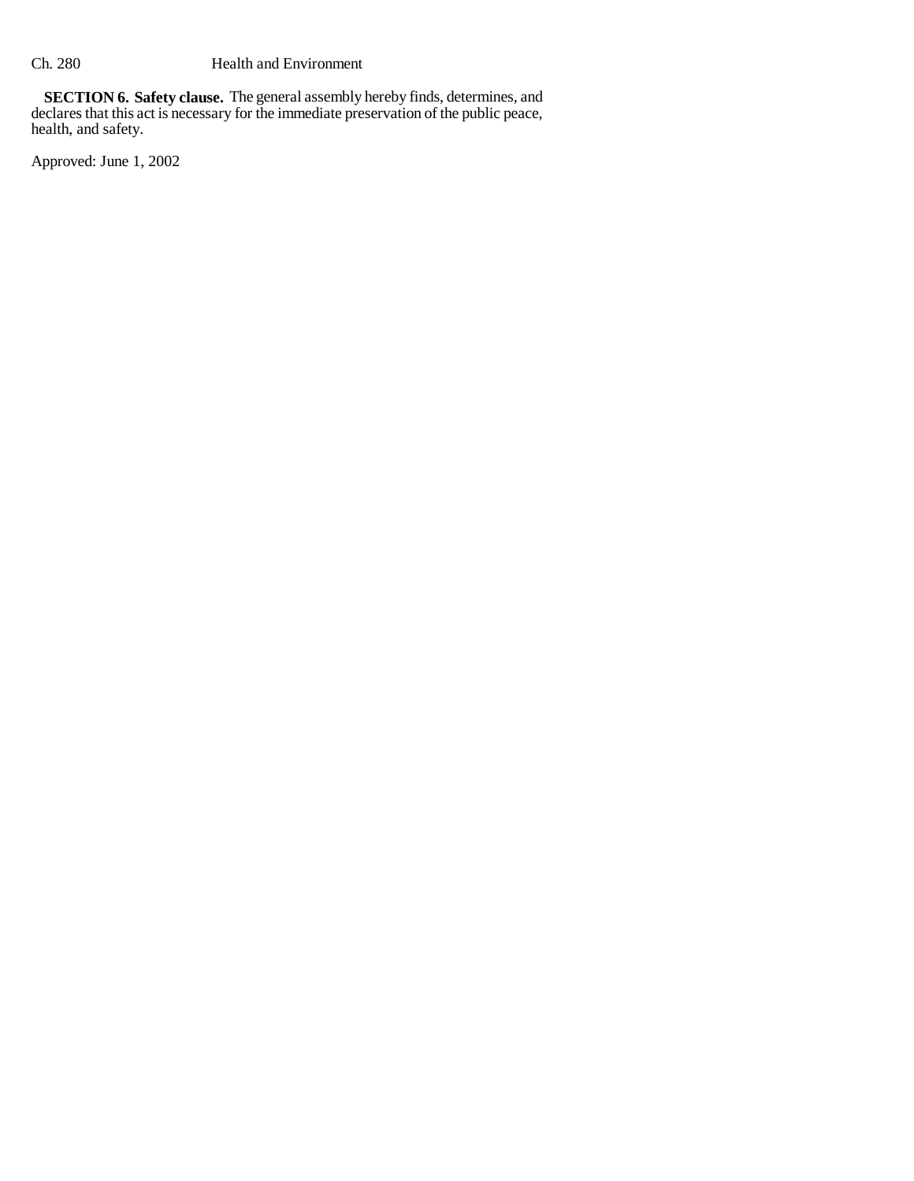**SECTION 6. Safety clause.** The general assembly hereby finds, determines, and declares that this act is necessary for the immediate preservation of the public peace, health, and safety.

Approved: June 1, 2002